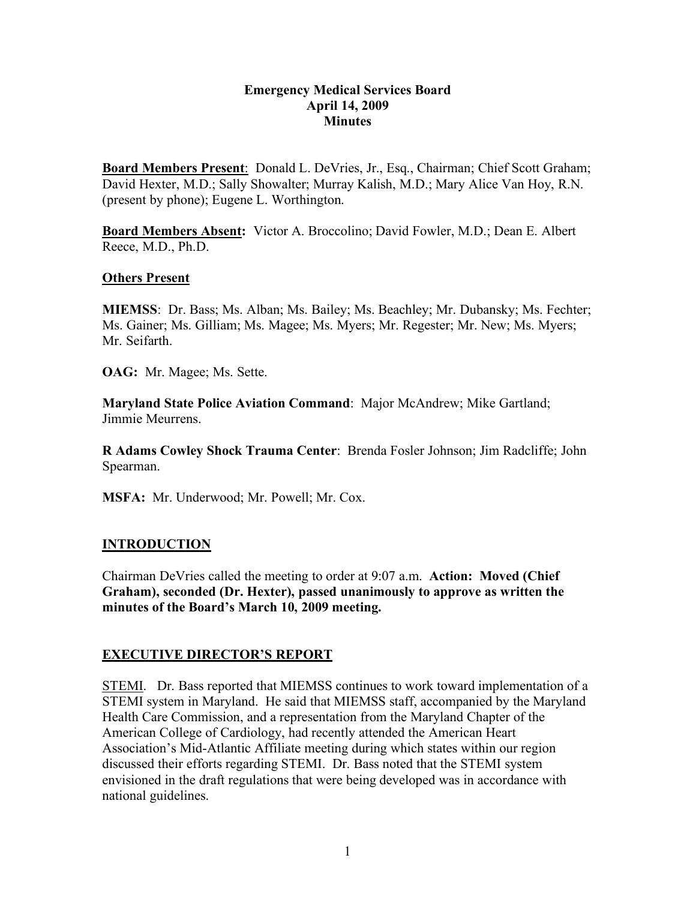# Emergency Medical Services Board
## April 14, 2009
## Minutes

**Board Members Present**: Donald L. DeVries, Jr., Esq., Chairman; Chief Scott Graham; David Hexter, M.D.; Sally Showalter; Murray Kalish, M.D.; Mary Alice Van Hoy, R.N. (present by phone); Eugene L. Worthington.

**Board Members Absent:** Victor A. Broccolino; David Fowler, M.D.; Dean E. Albert Reece, M.D., Ph.D.

**Others Present**

**MIEMSS**: Dr. Bass; Ms. Alban; Ms. Bailey; Ms. Beachley; Mr. Dubansky; Ms. Fechter; Ms. Gainer; Ms. Gilliam; Ms. Magee; Ms. Myers; Mr. Regester; Mr. New; Ms. Myers; Mr. Seifarth.

**OAG:** Mr. Magee; Ms. Sette.

**Maryland State Police Aviation Command**: Major McAndrew; Mike Gartland; Jimmie Meurrens.

**R Adams Cowley Shock Trauma Center**: Brenda Fosler Johnson; Jim Radcliffe; John Spearman.

**MSFA:** Mr. Underwood; Mr. Powell; Mr. Cox.

## INTRODUCTION

Chairman DeVries called the meeting to order at 9:07 a.m. **Action: Moved (Chief Graham), seconded (Dr. Hexter), passed unanimously to approve as written the minutes of the Board's March 10, 2009 meeting.**

## EXECUTIVE DIRECTOR'S REPORT

STEMI. Dr. Bass reported that MIEMSS continues to work toward implementation of a STEMI system in Maryland. He said that MIEMSS staff, accompanied by the Maryland Health Care Commission, and a representation from the Maryland Chapter of the American College of Cardiology, had recently attended the American Heart Association's Mid-Atlantic Affiliate meeting during which states within our region discussed their efforts regarding STEMI. Dr. Bass noted that the STEMI system envisioned in the draft regulations that were being developed was in accordance with national guidelines.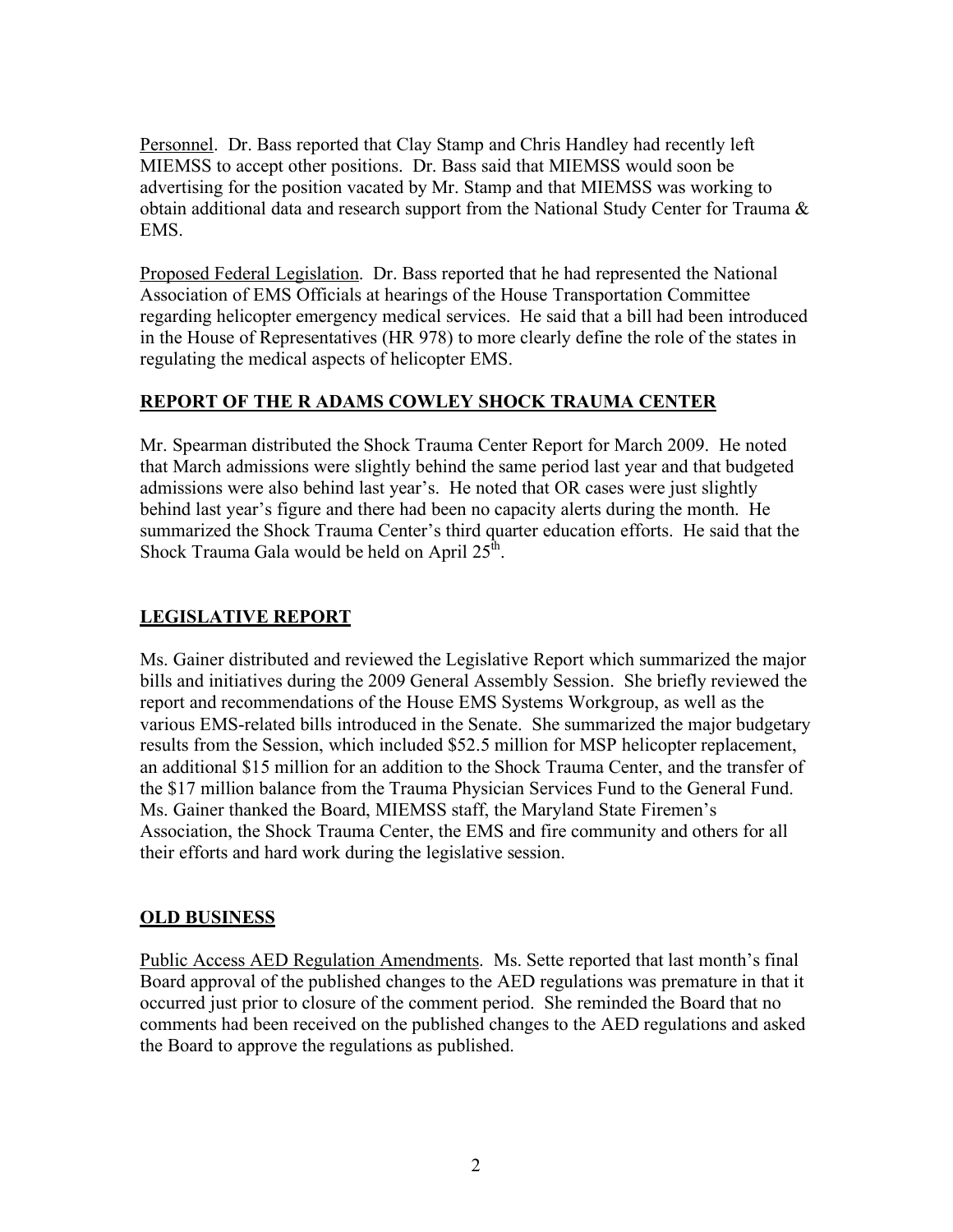Personnel. Dr. Bass reported that Clay Stamp and Chris Handley had recently left MIEMSS to accept other positions. Dr. Bass said that MIEMSS would soon be advertising for the position vacated by Mr. Stamp and that MIEMSS was working to obtain additional data and research support from the National Study Center for Trauma & EMS.

Proposed Federal Legislation. Dr. Bass reported that he had represented the National Association of EMS Officials at hearings of the House Transportation Committee regarding helicopter emergency medical services. He said that a bill had been introduced in the House of Representatives (HR 978) to more clearly define the role of the states in regulating the medical aspects of helicopter EMS.

## REPORT OF THE R ADAMS COWLEY SHOCK TRAUMA CENTER

Mr. Spearman distributed the Shock Trauma Center Report for March 2009. He noted that March admissions were slightly behind the same period last year and that budgeted admissions were also behind last year's. He noted that OR cases were just slightly behind last year's figure and there had been no capacity alerts during the month. He summarized the Shock Trauma Center's third quarter education efforts. He said that the Shock Trauma Gala would be held on April 25th.

## LEGISLATIVE REPORT

Ms. Gainer distributed and reviewed the Legislative Report which summarized the major bills and initiatives during the 2009 General Assembly Session. She briefly reviewed the report and recommendations of the House EMS Systems Workgroup, as well as the various EMS-related bills introduced in the Senate. She summarized the major budgetary results from the Session, which included $52.5 million for MSP helicopter replacement, an additional $15 million for an addition to the Shock Trauma Center, and the transfer of the $17 million balance from the Trauma Physician Services Fund to the General Fund. Ms. Gainer thanked the Board, MIEMSS staff, the Maryland State Firemen's Association, the Shock Trauma Center, the EMS and fire community and others for all their efforts and hard work during the legislative session.

## OLD BUSINESS

Public Access AED Regulation Amendments. Ms. Sette reported that last month's final Board approval of the published changes to the AED regulations was premature in that it occurred just prior to closure of the comment period. She reminded the Board that no comments had been received on the published changes to the AED regulations and asked the Board to approve the regulations as published.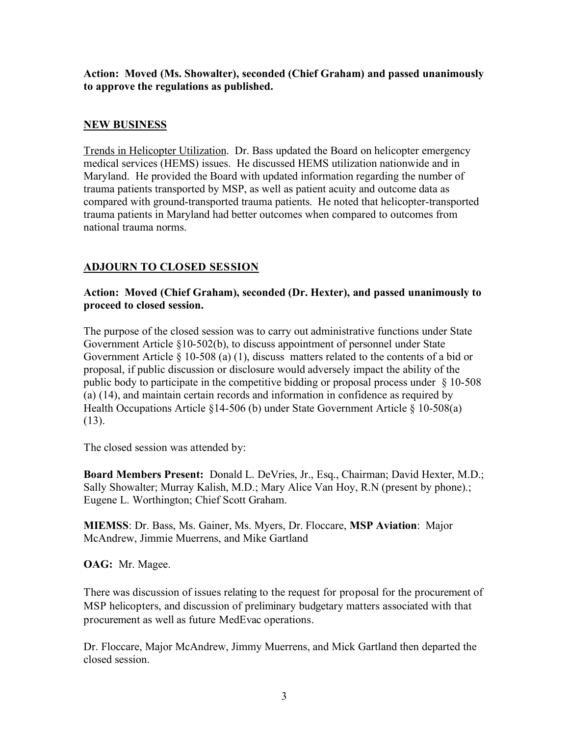**Action: Moved (Ms. Showalter), seconded (Chief Graham) and passed unanimously to approve the regulations as published.**

## NEW BUSINESS

Trends in Helicopter Utilization. Dr. Bass updated the Board on helicopter emergency medical services (HEMS) issues. He discussed HEMS utilization nationwide and in Maryland. He provided the Board with updated information regarding the number of trauma patients transported by MSP, as well as patient acuity and outcome data as compared with ground-transported trauma patients. He noted that helicopter-transported trauma patients in Maryland had better outcomes when compared to outcomes from national trauma norms.

## ADJOURN TO CLOSED SESSION

**Action: Moved (Chief Graham), seconded (Dr. Hexter), and passed unanimously to proceed to closed session.**

The purpose of the closed session was to carry out administrative functions under State Government Article §10-502(b), to discuss appointment of personnel under State Government Article § 10-508 (a) (1), discuss matters related to the contents of a bid or proposal, if public discussion or disclosure would adversely impact the ability of the public body to participate in the competitive bidding or proposal process under § 10-508 (a) (14), and maintain certain records and information in confidence as required by Health Occupations Article §14-506 (b) under State Government Article § 10-508(a) (13).

The closed session was attended by:

**Board Members Present:** Donald L. DeVries, Jr., Esq., Chairman; David Hexter, M.D.; Sally Showalter; Murray Kalish, M.D.; Mary Alice Van Hoy, R.N (present by phone).; Eugene L. Worthington; Chief Scott Graham.

**MIEMSS**: Dr. Bass, Ms. Gainer, Ms. Myers, Dr. Floccare, **MSP Aviation**: Major McAndrew, Jimmie Muerrens, and Mike Gartland

**OAG:** Mr. Magee.

There was discussion of issues relating to the request for proposal for the procurement of MSP helicopters, and discussion of preliminary budgetary matters associated with that procurement as well as future MedEvac operations.

Dr. Floccare, Major McAndrew, Jimmy Muerrens, and Mick Gartland then departed the closed session.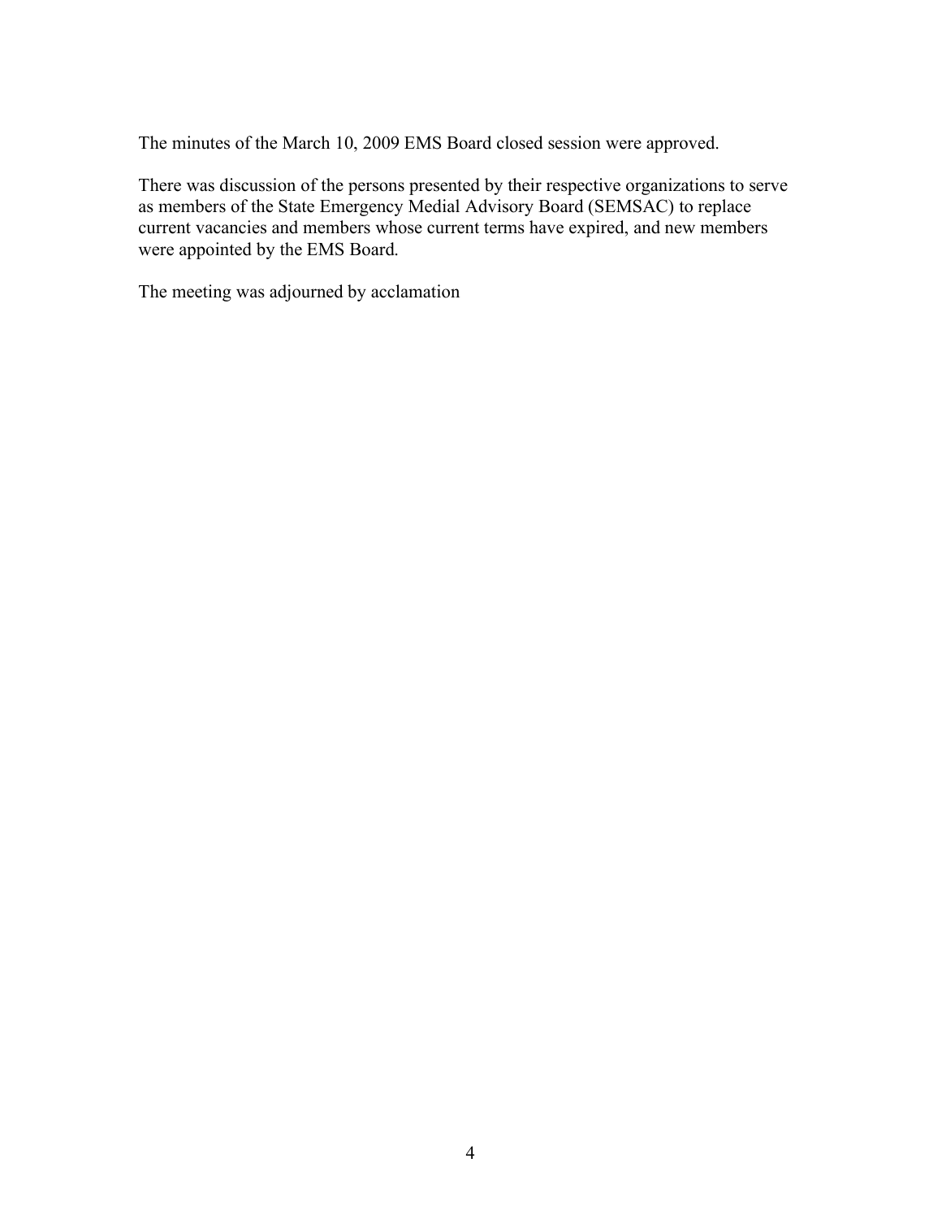The minutes of the March 10, 2009 EMS Board closed session were approved.

There was discussion of the persons presented by their respective organizations to serve as members of the State Emergency Medial Advisory Board (SEMSAC) to replace current vacancies and members whose current terms have expired, and new members were appointed by the EMS Board.

The meeting was adjourned by acclamation